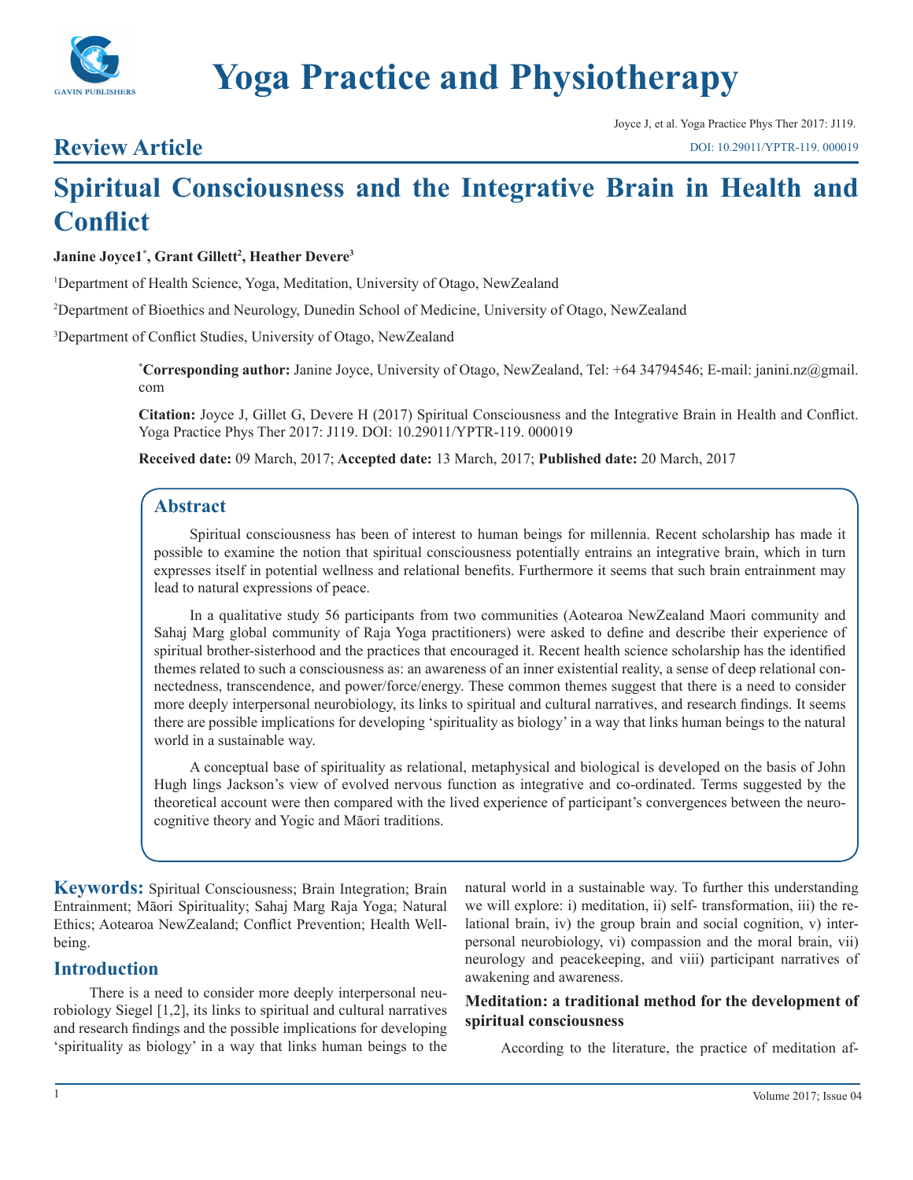# Yoga Practice and Physiotherapy

## Review Article

# Spiritual Consciousness and the Integrative Brain in Health and Conflict

**Janine Joyce1[*], Grant Gillett[2], Heather Devere[3]**

[1]Department of Health Science, Yoga, Meditation, University of Otago, NewZealand

[2]Department of Bioethics and Neurology, Dunedin School of Medicine, University of Otago, NewZealand

[3]Department of Conflict Studies, University of Otago, NewZealand

[*]**Corresponding author:** Janine Joyce, University of Otago, NewZealand, Tel: +64 34794546; E-mail: janini.nz@gmail.com

**Citation:** Joyce J, Gillet G, Devere H (2017) Spiritual Consciousness and the Integrative Brain in Health and Conflict. Yoga Practice Phys Ther 2017: J119. DOI: 10.29011/YPTR-119. 000019

**Received date:** 09 March, 2017; **Accepted date:** 13 March, 2017; **Published date:** 20 March, 2017

## Abstract

Spiritual consciousness has been of interest to human beings for millennia. Recent scholarship has made it possible to examine the notion that spiritual consciousness potentially entrains an integrative brain, which in turn expresses itself in potential wellness and relational benefits. Furthermore it seems that such brain entrainment may lead to natural expressions of peace.

In a qualitative study 56 participants from two communities (Aotearoa NewZealand Maori community and Sahaj Marg global community of Raja Yoga practitioners) were asked to define and describe their experience of spiritual brother-sisterhood and the practices that encouraged it. Recent health science scholarship has the identified themes related to such a consciousness as: an awareness of an inner existential reality, a sense of deep relational connectedness, transcendence, and power/force/energy. These common themes suggest that there is a need to consider more deeply interpersonal neurobiology, its links to spiritual and cultural narratives, and research findings. It seems there are possible implications for developing 'spirituality as biology' in a way that links human beings to the natural world in a sustainable way.

A conceptual base of spirituality as relational, metaphysical and biological is developed on the basis of John Hugh lings Jackson's view of evolved nervous function as integrative and co-ordinated. Terms suggested by the theoretical account were then compared with the lived experience of participant's convergences between the neurocognitive theory and Yogic and Māori traditions.

**Keywords:** Spiritual Consciousness; Brain Integration; Brain Entrainment; Māori Spirituality; Sahaj Marg Raja Yoga; Natural Ethics; Aotearoa NewZealand; Conflict Prevention; Health Wellbeing.

## Introduction

There is a need to consider more deeply interpersonal neurobiology Siegel [1,2], its links to spiritual and cultural narratives and research findings and the possible implications for developing 'spirituality as biology' in a way that links human beings to the natural world in a sustainable way. To further this understanding we will explore: i) meditation, ii) self- transformation, iii) the relational brain, iv) the group brain and social cognition, v) interpersonal neurobiology, vi) compassion and the moral brain, vii) neurology and peacekeeping, and viii) participant narratives of awakening and awareness.

### Meditation: a traditional method for the development of spiritual consciousness

According to the literature, the practice of meditation af-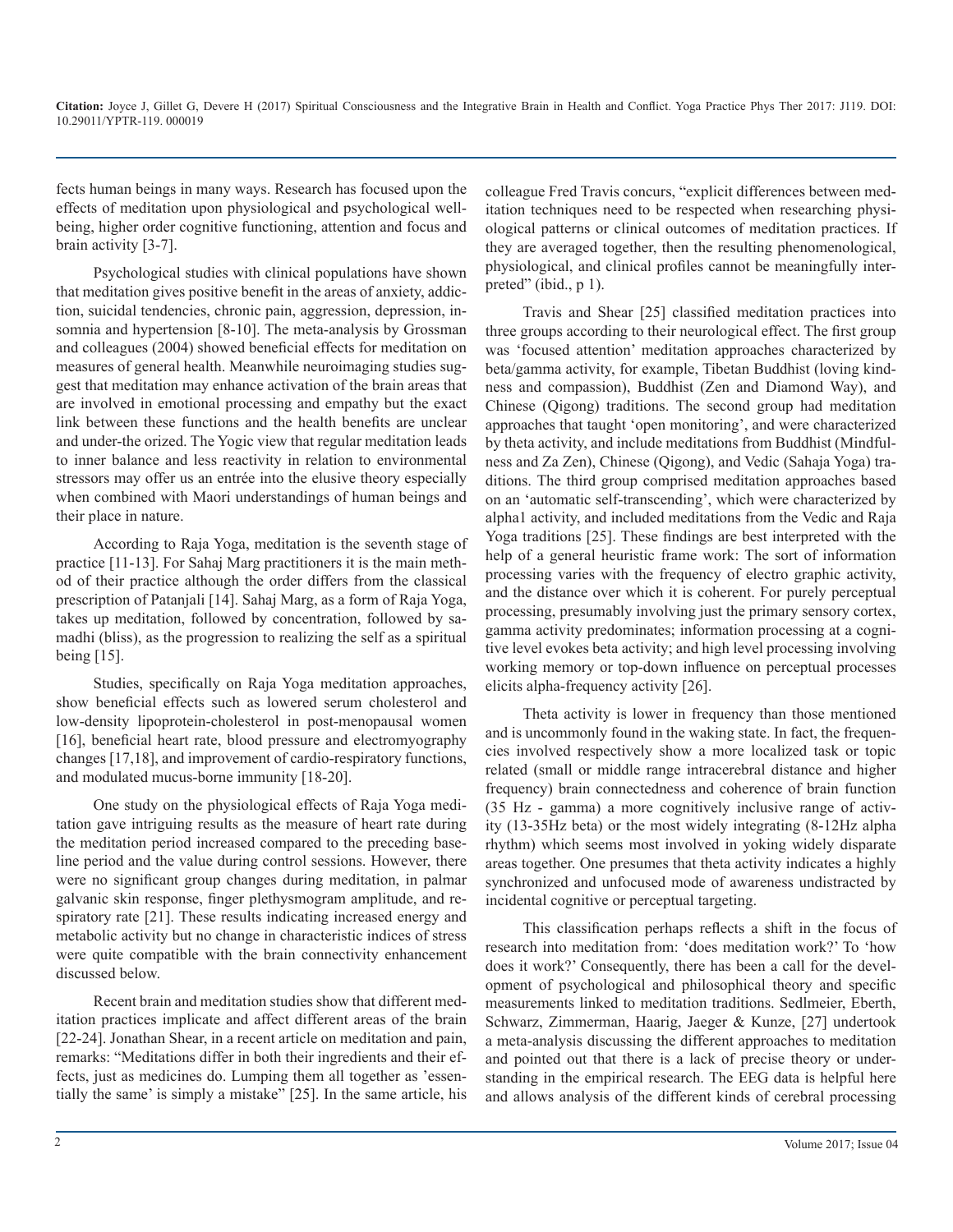fects human beings in many ways. Research has focused upon the effects of meditation upon physiological and psychological well-being, higher order cognitive functioning, attention and focus and brain activity [3-7].

Psychological studies with clinical populations have shown that meditation gives positive benefit in the areas of anxiety, addiction, suicidal tendencies, chronic pain, aggression, depression, insomnia and hypertension [8-10]. The meta-analysis by Grossman and colleagues (2004) showed beneficial effects for meditation on measures of general health. Meanwhile neuroimaging studies suggest that meditation may enhance activation of the brain areas that are involved in emotional processing and empathy but the exact link between these functions and the health benefits are unclear and under-the orized. The Yogic view that regular meditation leads to inner balance and less reactivity in relation to environmental stressors may offer us an entrée into the elusive theory especially when combined with Maori understandings of human beings and their place in nature.

According to Raja Yoga, meditation is the seventh stage of practice [11-13]. For Sahaj Marg practitioners it is the main method of their practice although the order differs from the classical prescription of Patanjali [14]. Sahaj Marg, as a form of Raja Yoga, takes up meditation, followed by concentration, followed by samadhi (bliss), as the progression to realizing the self as a spiritual being [15].

Studies, specifically on Raja Yoga meditation approaches, show beneficial effects such as lowered serum cholesterol and low-density lipoprotein-cholesterol in post-menopausal women [16], beneficial heart rate, blood pressure and electromyography changes [17,18], and improvement of cardio-respiratory functions, and modulated mucus-borne immunity [18-20].

One study on the physiological effects of Raja Yoga meditation gave intriguing results as the measure of heart rate during the meditation period increased compared to the preceding baseline period and the value during control sessions. However, there were no significant group changes during meditation, in palmar galvanic skin response, finger plethysmogram amplitude, and respiratory rate [21]. These results indicating increased energy and metabolic activity but no change in characteristic indices of stress were quite compatible with the brain connectivity enhancement discussed below.

Recent brain and meditation studies show that different meditation practices implicate and affect different areas of the brain [22-24]. Jonathan Shear, in a recent article on meditation and pain, remarks: "Meditations differ in both their ingredients and their effects, just as medicines do. Lumping them all together as 'essentially the same' is simply a mistake" [25]. In the same article, his colleague Fred Travis concurs, "explicit differences between meditation techniques need to be respected when researching physiological patterns or clinical outcomes of meditation practices. If they are averaged together, then the resulting phenomenological, physiological, and clinical profiles cannot be meaningfully interpreted" (ibid., p 1).

Travis and Shear [25] classified meditation practices into three groups according to their neurological effect. The first group was 'focused attention' meditation approaches characterized by beta/gamma activity, for example, Tibetan Buddhist (loving kindness and compassion), Buddhist (Zen and Diamond Way), and Chinese (Qigong) traditions. The second group had meditation approaches that taught 'open monitoring', and were characterized by theta activity, and include meditations from Buddhist (Mindfulness and Za Zen), Chinese (Qigong), and Vedic (Sahaja Yoga) traditions. The third group comprised meditation approaches based on an 'automatic self-transcending', which were characterized by alpha1 activity, and included meditations from the Vedic and Raja Yoga traditions [25]. These findings are best interpreted with the help of a general heuristic frame work: The sort of information processing varies with the frequency of electro graphic activity, and the distance over which it is coherent. For purely perceptual processing, presumably involving just the primary sensory cortex, gamma activity predominates; information processing at a cognitive level evokes beta activity; and high level processing involving working memory or top-down influence on perceptual processes elicits alpha-frequency activity [26].

Theta activity is lower in frequency than those mentioned and is uncommonly found in the waking state. In fact, the frequencies involved respectively show a more localized task or topic related (small or middle range intracerebral distance and higher frequency) brain connectedness and coherence of brain function (35 Hz - gamma) a more cognitively inclusive range of activity (13-35Hz beta) or the most widely integrating (8-12Hz alpha rhythm) which seems most involved in yoking widely disparate areas together. One presumes that theta activity indicates a highly synchronized and unfocused mode of awareness undistracted by incidental cognitive or perceptual targeting.

This classification perhaps reflects a shift in the focus of research into meditation from: 'does meditation work?' To 'how does it work?' Consequently, there has been a call for the development of psychological and philosophical theory and specific measurements linked to meditation traditions. Sedlmeier, Eberth, Schwarz, Zimmerman, Haarig, Jaeger & Kunze, [27] undertook a meta-analysis discussing the different approaches to meditation and pointed out that there is a lack of precise theory or understanding in the empirical research. The EEG data is helpful here and allows analysis of the different kinds of cerebral processing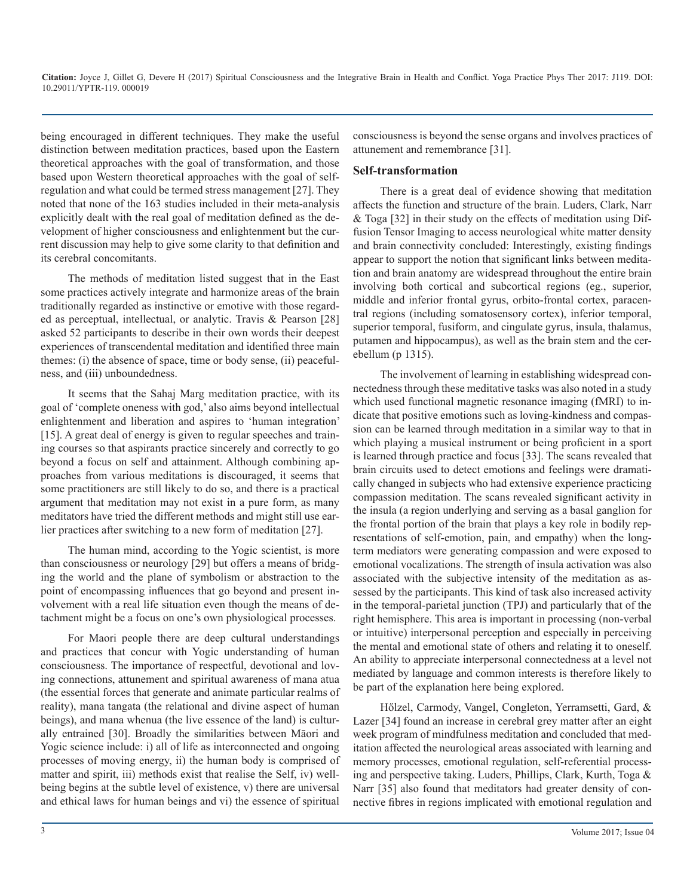being encouraged in different techniques. They make the useful distinction between meditation practices, based upon the Eastern theoretical approaches with the goal of transformation, and those based upon Western theoretical approaches with the goal of self-regulation and what could be termed stress management [27]. They noted that none of the 163 studies included in their meta-analysis explicitly dealt with the real goal of meditation defined as the development of higher consciousness and enlightenment but the current discussion may help to give some clarity to that definition and its cerebral concomitants.

The methods of meditation listed suggest that in the East some practices actively integrate and harmonize areas of the brain traditionally regarded as instinctive or emotive with those regarded as perceptual, intellectual, or analytic. Travis & Pearson [28] asked 52 participants to describe in their own words their deepest experiences of transcendental meditation and identified three main themes: (i) the absence of space, time or body sense, (ii) peacefulness, and (iii) unboundedness.

It seems that the Sahaj Marg meditation practice, with its goal of 'complete oneness with god,' also aims beyond intellectual enlightenment and liberation and aspires to 'human integration' [15]. A great deal of energy is given to regular speeches and training courses so that aspirants practice sincerely and correctly to go beyond a focus on self and attainment. Although combining approaches from various meditations is discouraged, it seems that some practitioners are still likely to do so, and there is a practical argument that meditation may not exist in a pure form, as many meditators have tried the different methods and might still use earlier practices after switching to a new form of meditation [27].

The human mind, according to the Yogic scientist, is more than consciousness or neurology [29] but offers a means of bridging the world and the plane of symbolism or abstraction to the point of encompassing influences that go beyond and present involvement with a real life situation even though the means of detachment might be a focus on one's own physiological processes.

For Maori people there are deep cultural understandings and practices that concur with Yogic understanding of human consciousness. The importance of respectful, devotional and loving connections, attunement and spiritual awareness of mana atua (the essential forces that generate and animate particular realms of reality), mana tangata (the relational and divine aspect of human beings), and mana whenua (the live essence of the land) is culturally entrained [30]. Broadly the similarities between Māori and Yogic science include: i) all of life as interconnected and ongoing processes of moving energy, ii) the human body is comprised of matter and spirit, iii) methods exist that realise the Self, iv) well-being begins at the subtle level of existence, v) there are universal and ethical laws for human beings and vi) the essence of spiritual consciousness is beyond the sense organs and involves practices of attunement and remembrance [31].

## Self-transformation

There is a great deal of evidence showing that meditation affects the function and structure of the brain. Luders, Clark, Narr & Toga [32] in their study on the effects of meditation using Diffusion Tensor Imaging to access neurological white matter density and brain connectivity concluded: Interestingly, existing findings appear to support the notion that significant links between meditation and brain anatomy are widespread throughout the entire brain involving both cortical and subcortical regions (eg., superior, middle and inferior frontal gyrus, orbito-frontal cortex, paracentral regions (including somatosensory cortex), inferior temporal, superior temporal, fusiform, and cingulate gyrus, insula, thalamus, putamen and hippocampus), as well as the brain stem and the cerebellum (p 1315).

The involvement of learning in establishing widespread connectedness through these meditative tasks was also noted in a study which used functional magnetic resonance imaging (fMRI) to indicate that positive emotions such as loving-kindness and compassion can be learned through meditation in a similar way to that in which playing a musical instrument or being proficient in a sport is learned through practice and focus [33]. The scans revealed that brain circuits used to detect emotions and feelings were dramatically changed in subjects who had extensive experience practicing compassion meditation. The scans revealed significant activity in the insula (a region underlying and serving as a basal ganglion for the frontal portion of the brain that plays a key role in bodily representations of self-emotion, pain, and empathy) when the long-term mediators were generating compassion and were exposed to emotional vocalizations. The strength of insula activation was also associated with the subjective intensity of the meditation as assessed by the participants. This kind of task also increased activity in the temporal-parietal junction (TPJ) and particularly that of the right hemisphere. This area is important in processing (non-verbal or intuitive) interpersonal perception and especially in perceiving the mental and emotional state of others and relating it to oneself. An ability to appreciate interpersonal connectedness at a level not mediated by language and common interests is therefore likely to be part of the explanation here being explored.

Hőlzel, Carmody, Vangel, Congleton, Yerramsetti, Gard, & Lazer [34] found an increase in cerebral grey matter after an eight week program of mindfulness meditation and concluded that meditation affected the neurological areas associated with learning and memory processes, emotional regulation, self-referential processing and perspective taking. Luders, Phillips, Clark, Kurth, Toga & Narr [35] also found that meditators had greater density of connective fibres in regions implicated with emotional regulation and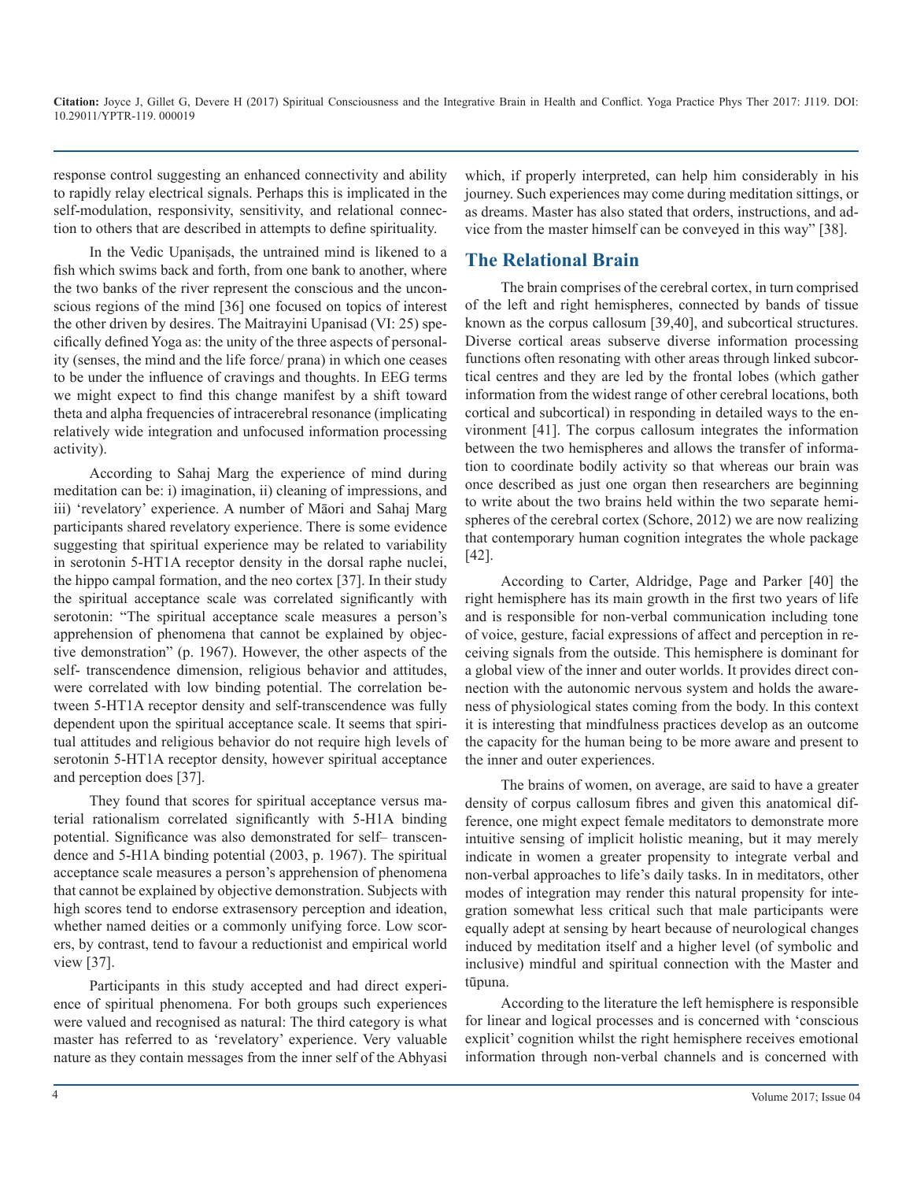response control suggesting an enhanced connectivity and ability to rapidly relay electrical signals. Perhaps this is implicated in the self-modulation, responsivity, sensitivity, and relational connection to others that are described in attempts to define spirituality.

In the Vedic Upaniṣads, the untrained mind is likened to a fish which swims back and forth, from one bank to another, where the two banks of the river represent the conscious and the unconscious regions of the mind [36] one focused on topics of interest the other driven by desires. The Maitrayini Upanisad (VI: 25) specifically defined Yoga as: the unity of the three aspects of personality (senses, the mind and the life force/ prana) in which one ceases to be under the influence of cravings and thoughts. In EEG terms we might expect to find this change manifest by a shift toward theta and alpha frequencies of intracerebral resonance (implicating relatively wide integration and unfocused information processing activity).

According to Sahaj Marg the experience of mind during meditation can be: i) imagination, ii) cleaning of impressions, and iii) 'revelatory' experience. A number of Māori and Sahaj Marg participants shared revelatory experience. There is some evidence suggesting that spiritual experience may be related to variability in serotonin 5-HT1A receptor density in the dorsal raphe nuclei, the hippo campal formation, and the neo cortex [37]. In their study the spiritual acceptance scale was correlated significantly with serotonin: "The spiritual acceptance scale measures a person's apprehension of phenomena that cannot be explained by objective demonstration" (p. 1967). However, the other aspects of the self- transcendence dimension, religious behavior and attitudes, were correlated with low binding potential. The correlation between 5-HT1A receptor density and self-transcendence was fully dependent upon the spiritual acceptance scale. It seems that spiritual attitudes and religious behavior do not require high levels of serotonin 5-HT1A receptor density, however spiritual acceptance and perception does [37].

They found that scores for spiritual acceptance versus material rationalism correlated significantly with 5-H1A binding potential. Significance was also demonstrated for self– transcendence and 5-H1A binding potential (2003, p. 1967). The spiritual acceptance scale measures a person's apprehension of phenomena that cannot be explained by objective demonstration. Subjects with high scores tend to endorse extrasensory perception and ideation, whether named deities or a commonly unifying force. Low scorers, by contrast, tend to favour a reductionist and empirical world view [37].

Participants in this study accepted and had direct experience of spiritual phenomena. For both groups such experiences were valued and recognised as natural: The third category is what master has referred to as 'revelatory' experience. Very valuable nature as they contain messages from the inner self of the Abhyasi which, if properly interpreted, can help him considerably in his journey. Such experiences may come during meditation sittings, or as dreams. Master has also stated that orders, instructions, and advice from the master himself can be conveyed in this way" [38].

## The Relational Brain

The brain comprises of the cerebral cortex, in turn comprised of the left and right hemispheres, connected by bands of tissue known as the corpus callosum [39,40], and subcortical structures. Diverse cortical areas subserve diverse information processing functions often resonating with other areas through linked subcortical centres and they are led by the frontal lobes (which gather information from the widest range of other cerebral locations, both cortical and subcortical) in responding in detailed ways to the environment [41]. The corpus callosum integrates the information between the two hemispheres and allows the transfer of information to coordinate bodily activity so that whereas our brain was once described as just one organ then researchers are beginning to write about the two brains held within the two separate hemispheres of the cerebral cortex (Schore, 2012) we are now realizing that contemporary human cognition integrates the whole package [42].

According to Carter, Aldridge, Page and Parker [40] the right hemisphere has its main growth in the first two years of life and is responsible for non-verbal communication including tone of voice, gesture, facial expressions of affect and perception in receiving signals from the outside. This hemisphere is dominant for a global view of the inner and outer worlds. It provides direct connection with the autonomic nervous system and holds the awareness of physiological states coming from the body. In this context it is interesting that mindfulness practices develop as an outcome the capacity for the human being to be more aware and present to the inner and outer experiences.

The brains of women, on average, are said to have a greater density of corpus callosum fibres and given this anatomical difference, one might expect female meditators to demonstrate more intuitive sensing of implicit holistic meaning, but it may merely indicate in women a greater propensity to integrate verbal and non-verbal approaches to life's daily tasks. In in meditators, other modes of integration may render this natural propensity for integration somewhat less critical such that male participants were equally adept at sensing by heart because of neurological changes induced by meditation itself and a higher level (of symbolic and inclusive) mindful and spiritual connection with the Master and tūpuna.

According to the literature the left hemisphere is responsible for linear and logical processes and is concerned with 'conscious explicit' cognition whilst the right hemisphere receives emotional information through non-verbal channels and is concerned with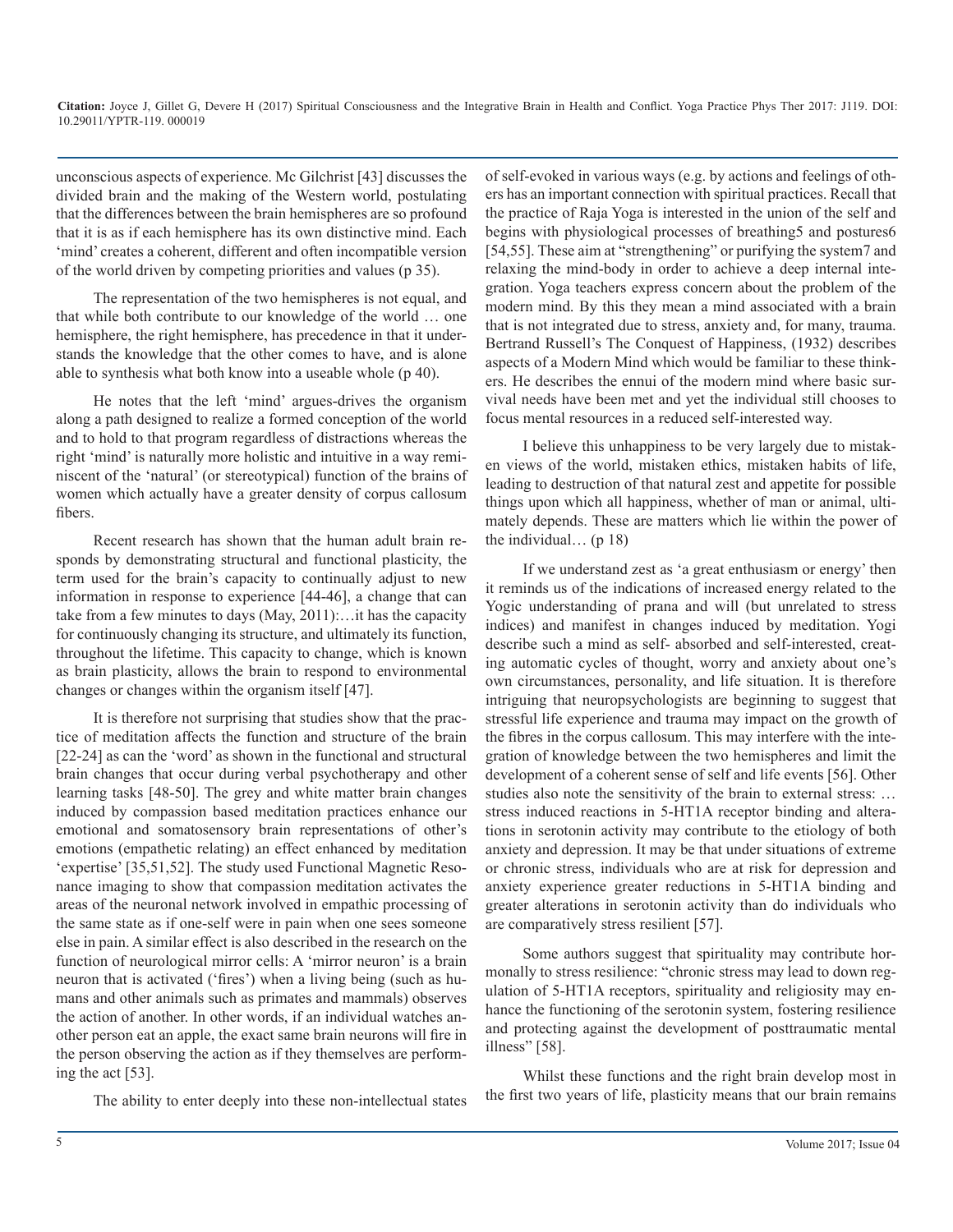unconscious aspects of experience. Mc Gilchrist [43] discusses the divided brain and the making of the Western world, postulating that the differences between the brain hemispheres are so profound that it is as if each hemisphere has its own distinctive mind. Each 'mind' creates a coherent, different and often incompatible version of the world driven by competing priorities and values (p 35).

The representation of the two hemispheres is not equal, and that while both contribute to our knowledge of the world … one hemisphere, the right hemisphere, has precedence in that it understands the knowledge that the other comes to have, and is alone able to synthesis what both know into a useable whole (p 40).

He notes that the left 'mind' argues-drives the organism along a path designed to realize a formed conception of the world and to hold to that program regardless of distractions whereas the right 'mind' is naturally more holistic and intuitive in a way reminiscent of the 'natural' (or stereotypical) function of the brains of women which actually have a greater density of corpus callosum fibers.

Recent research has shown that the human adult brain responds by demonstrating structural and functional plasticity, the term used for the brain's capacity to continually adjust to new information in response to experience [44-46], a change that can take from a few minutes to days (May, 2011):…it has the capacity for continuously changing its structure, and ultimately its function, throughout the lifetime. This capacity to change, which is known as brain plasticity, allows the brain to respond to environmental changes or changes within the organism itself [47].

It is therefore not surprising that studies show that the practice of meditation affects the function and structure of the brain [22-24] as can the 'word' as shown in the functional and structural brain changes that occur during verbal psychotherapy and other learning tasks [48-50]. The grey and white matter brain changes induced by compassion based meditation practices enhance our emotional and somatosensory brain representations of other's emotions (empathetic relating) an effect enhanced by meditation 'expertise' [35,51,52]. The study used Functional Magnetic Resonance imaging to show that compassion meditation activates the areas of the neuronal network involved in empathic processing of the same state as if one-self were in pain when one sees someone else in pain. A similar effect is also described in the research on the function of neurological mirror cells: A 'mirror neuron' is a brain neuron that is activated ('fires') when a living being (such as humans and other animals such as primates and mammals) observes the action of another. In other words, if an individual watches another person eat an apple, the exact same brain neurons will fire in the person observing the action as if they themselves are performing the act [53].

The ability to enter deeply into these non-intellectual states of self-evoked in various ways (e.g. by actions and feelings of others has an important connection with spiritual practices. Recall that the practice of Raja Yoga is interested in the union of the self and begins with physiological processes of breathing5 and postures6 [54,55]. These aim at "strengthening" or purifying the system7 and relaxing the mind-body in order to achieve a deep internal integration. Yoga teachers express concern about the problem of the modern mind. By this they mean a mind associated with a brain that is not integrated due to stress, anxiety and, for many, trauma. Bertrand Russell's The Conquest of Happiness, (1932) describes aspects of a Modern Mind which would be familiar to these thinkers. He describes the ennui of the modern mind where basic survival needs have been met and yet the individual still chooses to focus mental resources in a reduced self-interested way.

I believe this unhappiness to be very largely due to mistaken views of the world, mistaken ethics, mistaken habits of life, leading to destruction of that natural zest and appetite for possible things upon which all happiness, whether of man or animal, ultimately depends. These are matters which lie within the power of the individual… (p 18)

If we understand zest as 'a great enthusiasm or energy' then it reminds us of the indications of increased energy related to the Yogic understanding of prana and will (but unrelated to stress indices) and manifest in changes induced by meditation. Yogi describe such a mind as self- absorbed and self-interested, creating automatic cycles of thought, worry and anxiety about one's own circumstances, personality, and life situation. It is therefore intriguing that neuropsychologists are beginning to suggest that stressful life experience and trauma may impact on the growth of the fibres in the corpus callosum. This may interfere with the integration of knowledge between the two hemispheres and limit the development of a coherent sense of self and life events [56]. Other studies also note the sensitivity of the brain to external stress: … stress induced reactions in 5-HT1A receptor binding and alterations in serotonin activity may contribute to the etiology of both anxiety and depression. It may be that under situations of extreme or chronic stress, individuals who are at risk for depression and anxiety experience greater reductions in 5-HT1A binding and greater alterations in serotonin activity than do individuals who are comparatively stress resilient [57].

Some authors suggest that spirituality may contribute hormonally to stress resilience: "chronic stress may lead to down regulation of 5-HT1A receptors, spirituality and religiosity may enhance the functioning of the serotonin system, fostering resilience and protecting against the development of posttraumatic mental illness" [58].

Whilst these functions and the right brain develop most in the first two years of life, plasticity means that our brain remains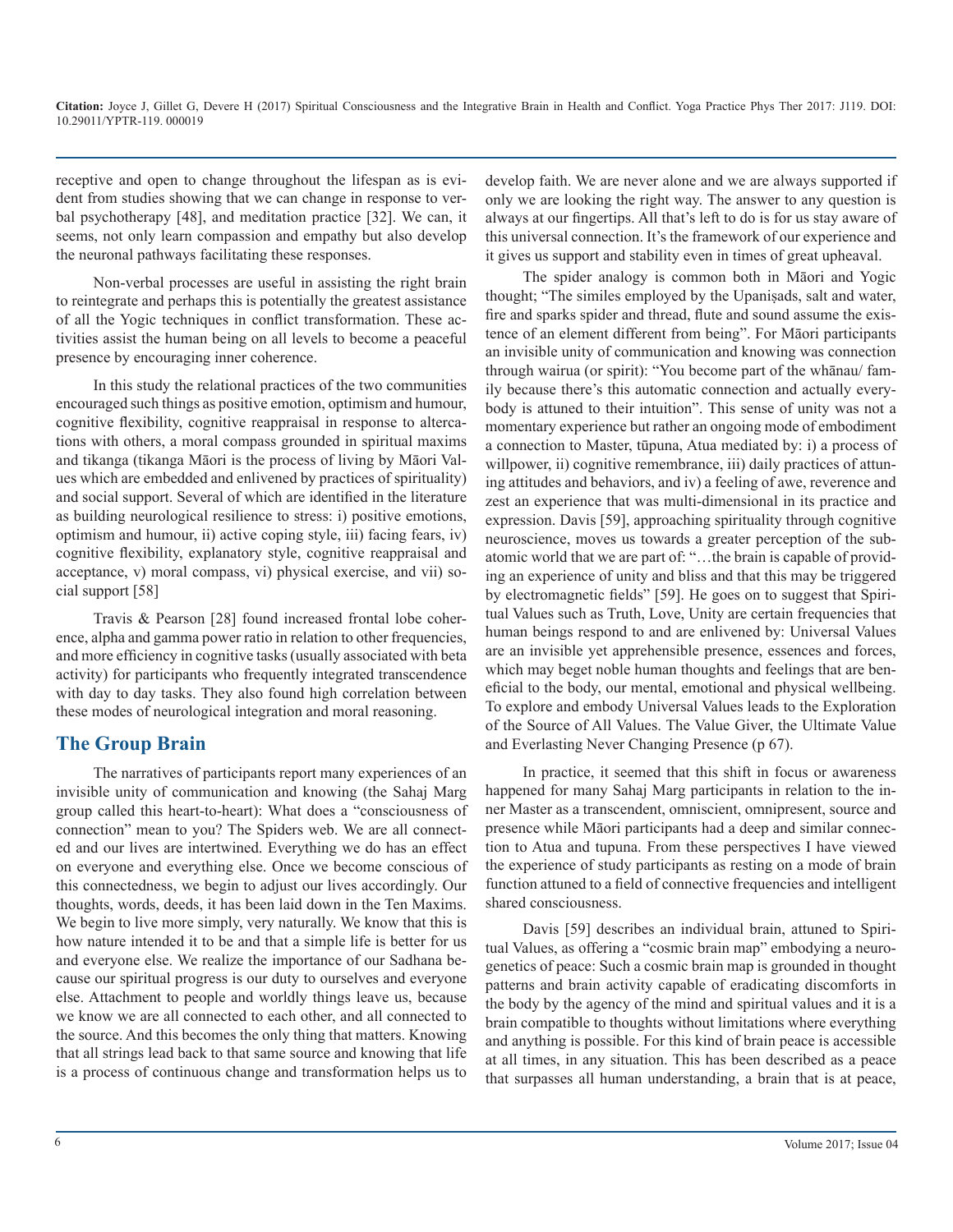receptive and open to change throughout the lifespan as is evident from studies showing that we can change in response to verbal psychotherapy [48], and meditation practice [32]. We can, it seems, not only learn compassion and empathy but also develop the neuronal pathways facilitating these responses.

Non-verbal processes are useful in assisting the right brain to reintegrate and perhaps this is potentially the greatest assistance of all the Yogic techniques in conflict transformation. These activities assist the human being on all levels to become a peaceful presence by encouraging inner coherence.

In this study the relational practices of the two communities encouraged such things as positive emotion, optimism and humour, cognitive flexibility, cognitive reappraisal in response to altercations with others, a moral compass grounded in spiritual maxims and tikanga (tikanga Māori is the process of living by Māori Values which are embedded and enlivened by practices of spirituality) and social support. Several of which are identified in the literature as building neurological resilience to stress: i) positive emotions, optimism and humour, ii) active coping style, iii) facing fears, iv) cognitive flexibility, explanatory style, cognitive reappraisal and acceptance, v) moral compass, vi) physical exercise, and vii) social support [58]

Travis & Pearson [28] found increased frontal lobe coherence, alpha and gamma power ratio in relation to other frequencies, and more efficiency in cognitive tasks (usually associated with beta activity) for participants who frequently integrated transcendence with day to day tasks. They also found high correlation between these modes of neurological integration and moral reasoning.

## The Group Brain

The narratives of participants report many experiences of an invisible unity of communication and knowing (the Sahaj Marg group called this heart-to-heart): What does a "consciousness of connection" mean to you? The Spiders web. We are all connected and our lives are intertwined. Everything we do has an effect on everyone and everything else. Once we become conscious of this connectedness, we begin to adjust our lives accordingly. Our thoughts, words, deeds, it has been laid down in the Ten Maxims. We begin to live more simply, very naturally. We know that this is how nature intended it to be and that a simple life is better for us and everyone else. We realize the importance of our Sadhana because our spiritual progress is our duty to ourselves and everyone else. Attachment to people and worldly things leave us, because we know we are all connected to each other, and all connected to the source. And this becomes the only thing that matters. Knowing that all strings lead back to that same source and knowing that life is a process of continuous change and transformation helps us to develop faith. We are never alone and we are always supported if only we are looking the right way. The answer to any question is always at our fingertips. All that's left to do is for us stay aware of this universal connection. It's the framework of our experience and it gives us support and stability even in times of great upheaval.

The spider analogy is common both in Māori and Yogic thought; "The similes employed by the Upaniṣads, salt and water, fire and sparks spider and thread, flute and sound assume the existence of an element different from being". For Māori participants an invisible unity of communication and knowing was connection through wairua (or spirit): "You become part of the whānau/ family because there's this automatic connection and actually everybody is attuned to their intuition". This sense of unity was not a momentary experience but rather an ongoing mode of embodiment a connection to Master, tūpuna, Atua mediated by: i) a process of willpower, ii) cognitive remembrance, iii) daily practices of attuning attitudes and behaviors, and iv) a feeling of awe, reverence and zest an experience that was multi-dimensional in its practice and expression. Davis [59], approaching spirituality through cognitive neuroscience, moves us towards a greater perception of the subatomic world that we are part of: "…the brain is capable of providing an experience of unity and bliss and that this may be triggered by electromagnetic fields" [59]. He goes on to suggest that Spiritual Values such as Truth, Love, Unity are certain frequencies that human beings respond to and are enlivened by: Universal Values are an invisible yet apprehensible presence, essences and forces, which may beget noble human thoughts and feelings that are beneficial to the body, our mental, emotional and physical wellbeing. To explore and embody Universal Values leads to the Exploration of the Source of All Values. The Value Giver, the Ultimate Value and Everlasting Never Changing Presence (p 67).

In practice, it seemed that this shift in focus or awareness happened for many Sahaj Marg participants in relation to the inner Master as a transcendent, omniscient, omnipresent, source and presence while Māori participants had a deep and similar connection to Atua and tupuna. From these perspectives I have viewed the experience of study participants as resting on a mode of brain function attuned to a field of connective frequencies and intelligent shared consciousness.

Davis [59] describes an individual brain, attuned to Spiritual Values, as offering a "cosmic brain map" embodying a neurogenetics of peace: Such a cosmic brain map is grounded in thought patterns and brain activity capable of eradicating discomforts in the body by the agency of the mind and spiritual values and it is a brain compatible to thoughts without limitations where everything and anything is possible. For this kind of brain peace is accessible at all times, in any situation. This has been described as a peace that surpasses all human understanding, a brain that is at peace,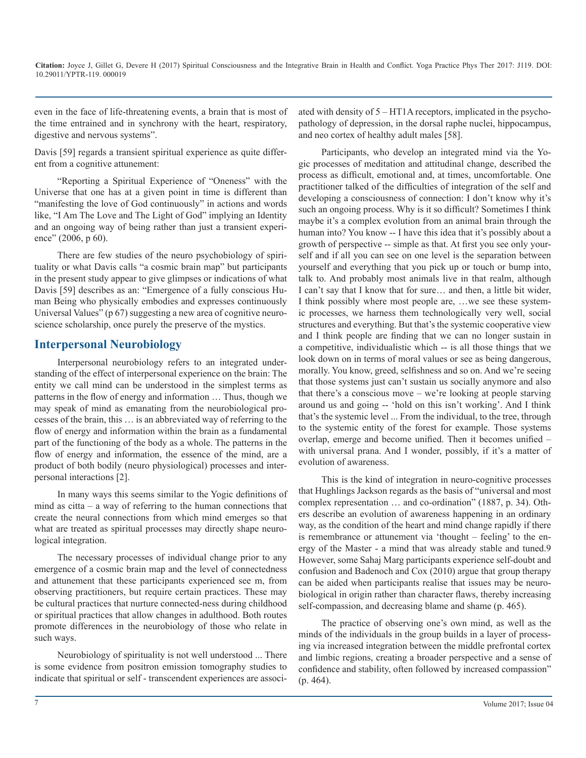even in the face of life-threatening events, a brain that is most of the time entrained and in synchrony with the heart, respiratory, digestive and nervous systems".

Davis [59] regards a transient spiritual experience as quite different from a cognitive attunement:

"Reporting a Spiritual Experience of "Oneness" with the Universe that one has at a given point in time is different than "manifesting the love of God continuously" in actions and words like, "I Am The Love and The Light of God" implying an Identity and an ongoing way of being rather than just a transient experience" (2006, p 60).

There are few studies of the neuro psychobiology of spirituality or what Davis calls "a cosmic brain map" but participants in the present study appear to give glimpses or indications of what Davis [59] describes as an: "Emergence of a fully conscious Human Being who physically embodies and expresses continuously Universal Values" (p 67) suggesting a new area of cognitive neuroscience scholarship, once purely the preserve of the mystics.

## Interpersonal Neurobiology

Interpersonal neurobiology refers to an integrated understanding of the effect of interpersonal experience on the brain: The entity we call mind can be understood in the simplest terms as patterns in the flow of energy and information … Thus, though we may speak of mind as emanating from the neurobiological processes of the brain, this … is an abbreviated way of referring to the flow of energy and information within the brain as a fundamental part of the functioning of the body as a whole. The patterns in the flow of energy and information, the essence of the mind, are a product of both bodily (neuro physiological) processes and interpersonal interactions [2].

In many ways this seems similar to the Yogic definitions of mind as citta – a way of referring to the human connections that create the neural connections from which mind emerges so that what are treated as spiritual processes may directly shape neurological integration.

The necessary processes of individual change prior to any emergence of a cosmic brain map and the level of connectedness and attunement that these participants experienced see m, from observing practitioners, but require certain practices. These may be cultural practices that nurture connected-ness during childhood or spiritual practices that allow changes in adulthood. Both routes promote differences in the neurobiology of those who relate in such ways.

Neurobiology of spirituality is not well understood ... There is some evidence from positron emission tomography studies to indicate that spiritual or self - transcendent experiences are associated with density of 5 – HT1A receptors, implicated in the psychopathology of depression, in the dorsal raphe nuclei, hippocampus, and neo cortex of healthy adult males [58].

Participants, who develop an integrated mind via the Yogic processes of meditation and attitudinal change, described the process as difficult, emotional and, at times, uncomfortable. One practitioner talked of the difficulties of integration of the self and developing a consciousness of connection: I don't know why it's such an ongoing process. Why is it so difficult? Sometimes I think maybe it's a complex evolution from an animal brain through the human into? You know -- I have this idea that it's possibly about a growth of perspective -- simple as that. At first you see only yourself and if all you can see on one level is the separation between yourself and everything that you pick up or touch or bump into, talk to. And probably most animals live in that realm, although I can't say that I know that for sure… and then, a little bit wider, I think possibly where most people are, …we see these systemic processes, we harness them technologically very well, social structures and everything. But that's the systemic cooperative view and I think people are finding that we can no longer sustain in a competitive, individualistic which -- is all those things that we look down on in terms of moral values or see as being dangerous, morally. You know, greed, selfishness and so on. And we're seeing that those systems just can't sustain us socially anymore and also that there's a conscious move – we're looking at people starving around us and going -- 'hold on this isn't working'. And I think that's the systemic level ... From the individual, to the tree, through to the systemic entity of the forest for example. Those systems overlap, emerge and become unified. Then it becomes unified – with universal prana. And I wonder, possibly, if it's a matter of evolution of awareness.

This is the kind of integration in neuro-cognitive processes that Hughlings Jackson regards as the basis of "universal and most complex representation … and co-ordination" (1887, p. 34). Others describe an evolution of awareness happening in an ordinary way, as the condition of the heart and mind change rapidly if there is remembrance or attunement via 'thought – feeling' to the energy of the Master - a mind that was already stable and tuned.9 However, some Sahaj Marg participants experience self-doubt and confusion and Badenoch and Cox (2010) argue that group therapy can be aided when participants realise that issues may be neurobiological in origin rather than character flaws, thereby increasing self-compassion, and decreasing blame and shame (p. 465).

The practice of observing one's own mind, as well as the minds of the individuals in the group builds in a layer of processing via increased integration between the middle prefrontal cortex and limbic regions, creating a broader perspective and a sense of confidence and stability, often followed by increased compassion" (p. 464).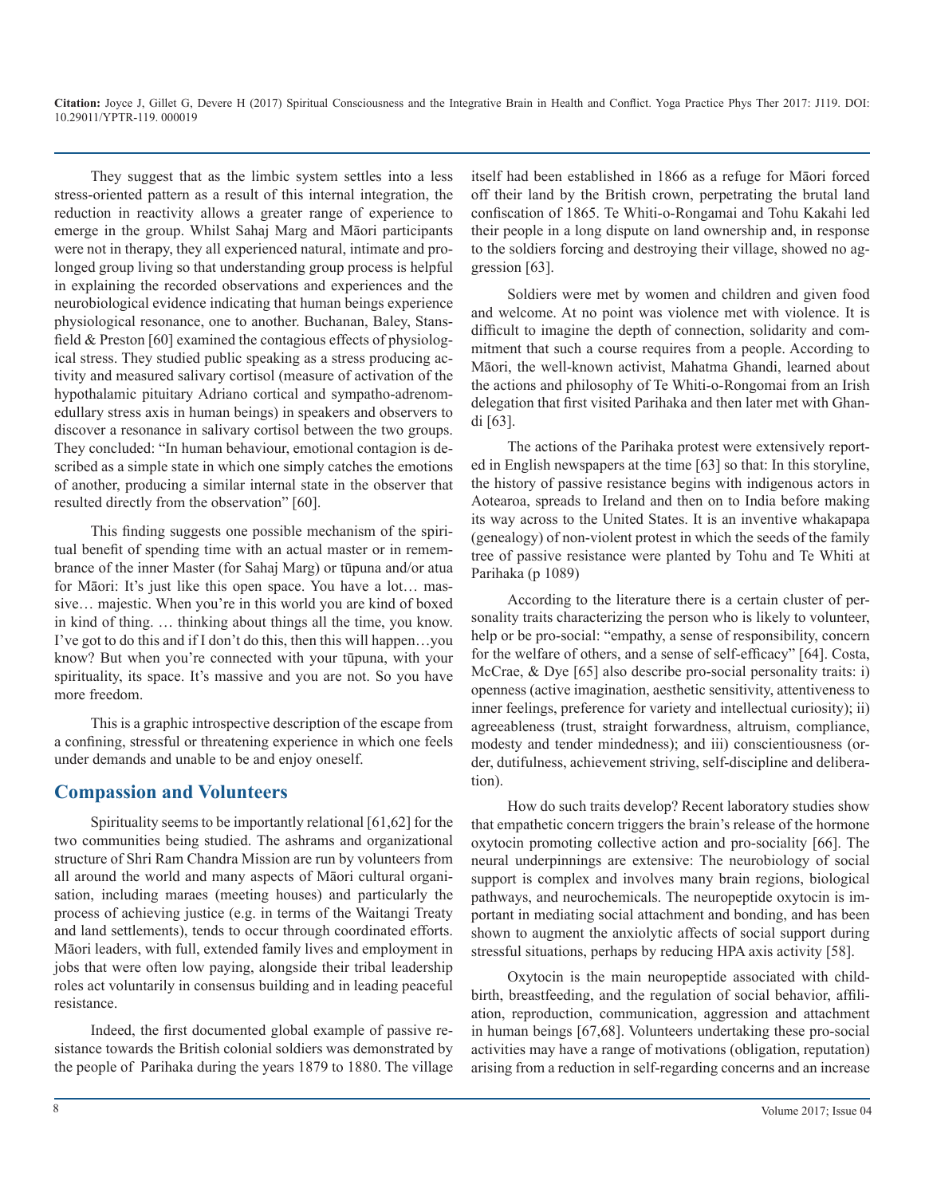They suggest that as the limbic system settles into a less stress-oriented pattern as a result of this internal integration, the reduction in reactivity allows a greater range of experience to emerge in the group. Whilst Sahaj Marg and Māori participants were not in therapy, they all experienced natural, intimate and prolonged group living so that understanding group process is helpful in explaining the recorded observations and experiences and the neurobiological evidence indicating that human beings experience physiological resonance, one to another. Buchanan, Baley, Stansfield & Preston [60] examined the contagious effects of physiological stress. They studied public speaking as a stress producing activity and measured salivary cortisol (measure of activation of the hypothalamic pituitary Adriano cortical and sympatho-adrenomedullary stress axis in human beings) in speakers and observers to discover a resonance in salivary cortisol between the two groups. They concluded: "In human behaviour, emotional contagion is described as a simple state in which one simply catches the emotions of another, producing a similar internal state in the observer that resulted directly from the observation" [60].

This finding suggests one possible mechanism of the spiritual benefit of spending time with an actual master or in remembrance of the inner Master (for Sahaj Marg) or tūpuna and/or atua for Māori: It's just like this open space. You have a lot… massive… majestic. When you're in this world you are kind of boxed in kind of thing. … thinking about things all the time, you know. I've got to do this and if I don't do this, then this will happen…you know? But when you're connected with your tūpuna, with your spirituality, its space. It's massive and you are not. So you have more freedom.

This is a graphic introspective description of the escape from a confining, stressful or threatening experience in which one feels under demands and unable to be and enjoy oneself.

## Compassion and Volunteers

Spirituality seems to be importantly relational [61,62] for the two communities being studied. The ashrams and organizational structure of Shri Ram Chandra Mission are run by volunteers from all around the world and many aspects of Māori cultural organisation, including maraes (meeting houses) and particularly the process of achieving justice (e.g. in terms of the Waitangi Treaty and land settlements), tends to occur through coordinated efforts. Māori leaders, with full, extended family lives and employment in jobs that were often low paying, alongside their tribal leadership roles act voluntarily in consensus building and in leading peaceful resistance.

Indeed, the first documented global example of passive resistance towards the British colonial soldiers was demonstrated by the people of Parihaka during the years 1879 to 1880. The village itself had been established in 1866 as a refuge for Māori forced off their land by the British crown, perpetrating the brutal land confiscation of 1865. Te Whiti-o-Rongamai and Tohu Kakahi led their people in a long dispute on land ownership and, in response to the soldiers forcing and destroying their village, showed no aggression [63].

Soldiers were met by women and children and given food and welcome. At no point was violence met with violence. It is difficult to imagine the depth of connection, solidarity and commitment that such a course requires from a people. According to Māori, the well-known activist, Mahatma Ghandi, learned about the actions and philosophy of Te Whiti-o-Rongomai from an Irish delegation that first visited Parihaka and then later met with Ghandi [63].

The actions of the Parihaka protest were extensively reported in English newspapers at the time [63] so that: In this storyline, the history of passive resistance begins with indigenous actors in Aotearoa, spreads to Ireland and then on to India before making its way across to the United States. It is an inventive whakapapa (genealogy) of non-violent protest in which the seeds of the family tree of passive resistance were planted by Tohu and Te Whiti at Parihaka (p 1089)

According to the literature there is a certain cluster of personality traits characterizing the person who is likely to volunteer, help or be pro-social: "empathy, a sense of responsibility, concern for the welfare of others, and a sense of self-efficacy" [64]. Costa, McCrae, & Dye [65] also describe pro-social personality traits: i) openness (active imagination, aesthetic sensitivity, attentiveness to inner feelings, preference for variety and intellectual curiosity); ii) agreeableness (trust, straight forwardness, altruism, compliance, modesty and tender mindedness); and iii) conscientiousness (order, dutifulness, achievement striving, self-discipline and deliberation).

How do such traits develop? Recent laboratory studies show that empathetic concern triggers the brain's release of the hormone oxytocin promoting collective action and pro-sociality [66]. The neural underpinnings are extensive: The neurobiology of social support is complex and involves many brain regions, biological pathways, and neurochemicals. The neuropeptide oxytocin is important in mediating social attachment and bonding, and has been shown to augment the anxiolytic affects of social support during stressful situations, perhaps by reducing HPA axis activity [58].

Oxytocin is the main neuropeptide associated with childbirth, breastfeeding, and the regulation of social behavior, affiliation, reproduction, communication, aggression and attachment in human beings [67,68]. Volunteers undertaking these pro-social activities may have a range of motivations (obligation, reputation) arising from a reduction in self-regarding concerns and an increase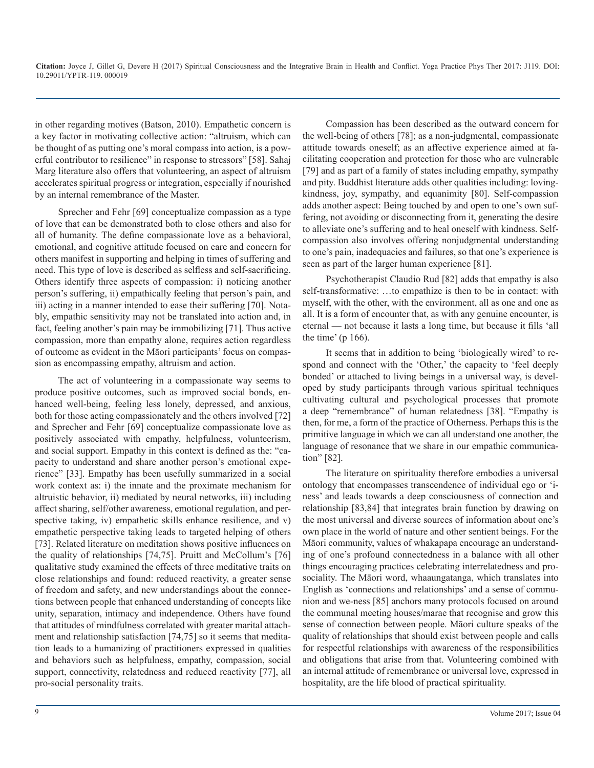in other regarding motives (Batson, 2010). Empathetic concern is a key factor in motivating collective action: "altruism, which can be thought of as putting one's moral compass into action, is a powerful contributor to resilience" in response to stressors" [58]. Sahaj Marg literature also offers that volunteering, an aspect of altruism accelerates spiritual progress or integration, especially if nourished by an internal remembrance of the Master.

Sprecher and Fehr [69] conceptualize compassion as a type of love that can be demonstrated both to close others and also for all of humanity. The define compassionate love as a behavioral, emotional, and cognitive attitude focused on care and concern for others manifest in supporting and helping in times of suffering and need. This type of love is described as selfless and self-sacrificing. Others identify three aspects of compassion: i) noticing another person's suffering, ii) empathically feeling that person's pain, and iii) acting in a manner intended to ease their suffering [70]. Notably, empathic sensitivity may not be translated into action and, in fact, feeling another's pain may be immobilizing [71]. Thus active compassion, more than empathy alone, requires action regardless of outcome as evident in the Māori participants' focus on compassion as encompassing empathy, altruism and action.

The act of volunteering in a compassionate way seems to produce positive outcomes, such as improved social bonds, enhanced well-being, feeling less lonely, depressed, and anxious, both for those acting compassionately and the others involved [72] and Sprecher and Fehr [69] conceptualize compassionate love as positively associated with empathy, helpfulness, volunteerism, and social support. Empathy in this context is defined as the: "capacity to understand and share another person's emotional experience" [33]. Empathy has been usefully summarized in a social work context as: i) the innate and the proximate mechanism for altruistic behavior, ii) mediated by neural networks, iii) including affect sharing, self/other awareness, emotional regulation, and perspective taking, iv) empathetic skills enhance resilience, and v) empathetic perspective taking leads to targeted helping of others [73]. Related literature on meditation shows positive influences on the quality of relationships [74,75]. Pruitt and McCollum's [76] qualitative study examined the effects of three meditative traits on close relationships and found: reduced reactivity, a greater sense of freedom and safety, and new understandings about the connections between people that enhanced understanding of concepts like unity, separation, intimacy and independence. Others have found that attitudes of mindfulness correlated with greater marital attachment and relationship satisfaction [74,75] so it seems that meditation leads to a humanizing of practitioners expressed in qualities and behaviors such as helpfulness, empathy, compassion, social support, connectivity, relatedness and reduced reactivity [77], all pro-social personality traits.

Compassion has been described as the outward concern for the well-being of others [78]; as a non-judgmental, compassionate attitude towards oneself; as an affective experience aimed at facilitating cooperation and protection for those who are vulnerable [79] and as part of a family of states including empathy, sympathy and pity. Buddhist literature adds other qualities including: loving-kindness, joy, sympathy, and equanimity [80]. Self-compassion adds another aspect: Being touched by and open to one's own suffering, not avoiding or disconnecting from it, generating the desire to alleviate one's suffering and to heal oneself with kindness. Self-compassion also involves offering nonjudgmental understanding to one's pain, inadequacies and failures, so that one's experience is seen as part of the larger human experience [81].

Psychotherapist Claudio Rud [82] adds that empathy is also self-transformative: …to empathize is then to be in contact: with myself, with the other, with the environment, all as one and one as all. It is a form of encounter that, as with any genuine encounter, is eternal — not because it lasts a long time, but because it fills 'all the time' (p 166).

It seems that in addition to being 'biologically wired' to respond and connect with the 'Other,' the capacity to 'feel deeply bonded' or attached to living beings in a universal way, is developed by study participants through various spiritual techniques cultivating cultural and psychological processes that promote a deep "remembrance" of human relatedness [38]. "Empathy is then, for me, a form of the practice of Otherness. Perhaps this is the primitive language in which we can all understand one another, the language of resonance that we share in our empathic communication" [82].

The literature on spirituality therefore embodies a universal ontology that encompasses transcendence of individual ego or 'i-ness' and leads towards a deep consciousness of connection and relationship [83,84] that integrates brain function by drawing on the most universal and diverse sources of information about one's own place in the world of nature and other sentient beings. For the Māori community, values of whakapapa encourage an understanding of one's profound connectedness in a balance with all other things encouraging practices celebrating interrelatedness and pro-sociality. The Māori word, whaaungatanga, which translates into English as 'connections and relationships' and a sense of communion and we-ness [85] anchors many protocols focused on around the communal meeting houses/marae that recognise and grow this sense of connection between people. Māori culture speaks of the quality of relationships that should exist between people and calls for respectful relationships with awareness of the responsibilities and obligations that arise from that. Volunteering combined with an internal attitude of remembrance or universal love, expressed in hospitality, are the life blood of practical spirituality.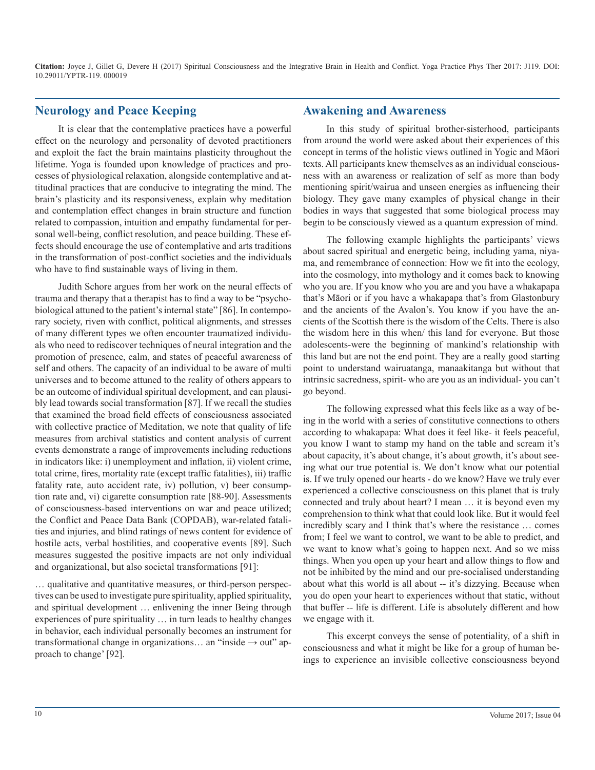## Neurology and Peace Keeping

It is clear that the contemplative practices have a powerful effect on the neurology and personality of devoted practitioners and exploit the fact the brain maintains plasticity throughout the lifetime. Yoga is founded upon knowledge of practices and processes of physiological relaxation, alongside contemplative and attitudinal practices that are conducive to integrating the mind. The brain's plasticity and its responsiveness, explain why meditation and contemplation effect changes in brain structure and function related to compassion, intuition and empathy fundamental for personal well-being, conflict resolution, and peace building. These effects should encourage the use of contemplative and arts traditions in the transformation of post-conflict societies and the individuals who have to find sustainable ways of living in them.

Judith Schore argues from her work on the neural effects of trauma and therapy that a therapist has to find a way to be "psychobiological attuned to the patient's internal state" [86]. In contemporary society, riven with conflict, political alignments, and stresses of many different types we often encounter traumatized individuals who need to rediscover techniques of neural integration and the promotion of presence, calm, and states of peaceful awareness of self and others. The capacity of an individual to be aware of multi universes and to become attuned to the reality of others appears to be an outcome of individual spiritual development, and can plausibly lead towards social transformation [87]. If we recall the studies that examined the broad field effects of consciousness associated with collective practice of Meditation, we note that quality of life measures from archival statistics and content analysis of current events demonstrate a range of improvements including reductions in indicators like: i) unemployment and inflation, ii) violent crime, total crime, fires, mortality rate (except traffic fatalities), iii) traffic fatality rate, auto accident rate, iv) pollution, v) beer consumption rate and, vi) cigarette consumption rate [88-90]. Assessments of consciousness-based interventions on war and peace utilized; the Conflict and Peace Data Bank (COPDAB), war-related fatalities and injuries, and blind ratings of news content for evidence of hostile acts, verbal hostilities, and cooperative events [89]. Such measures suggested the positive impacts are not only individual and organizational, but also societal transformations [91]:

… qualitative and quantitative measures, or third-person perspectives can be used to investigate pure spirituality, applied spirituality, and spiritual development … enlivening the inner Being through experiences of pure spirituality … in turn leads to healthy changes in behavior, each individual personally becomes an instrument for transformational change in organizations… an "inside → out" approach to change' [92].

## Awakening and Awareness

In this study of spiritual brother-sisterhood, participants from around the world were asked about their experiences of this concept in terms of the holistic views outlined in Yogic and Māori texts. All participants knew themselves as an individual consciousness with an awareness or realization of self as more than body mentioning spirit/wairua and unseen energies as influencing their biology. They gave many examples of physical change in their bodies in ways that suggested that some biological process may begin to be consciously viewed as a quantum expression of mind.

The following example highlights the participants' views about sacred spiritual and energetic being, including yama, niyama, and remembrance of connection: How we fit into the ecology, into the cosmology, into mythology and it comes back to knowing who you are. If you know who you are and you have a whakapapa that's Māori or if you have a whakapapa that's from Glastonbury and the ancients of the Avalon's. You know if you have the ancients of the Scottish there is the wisdom of the Celts. There is also the wisdom here in this when/ this land for everyone. But those adolescents-were the beginning of mankind's relationship with this land but are not the end point. They are a really good starting point to understand wairuatanga, manaakitanga but without that intrinsic sacredness, spirit- who are you as an individual- you can't go beyond.

The following expressed what this feels like as a way of being in the world with a series of constitutive connections to others according to whakapapa: What does it feel like- it feels peaceful, you know I want to stamp my hand on the table and scream it's about capacity, it's about change, it's about growth, it's about seeing what our true potential is. We don't know what our potential is. If we truly opened our hearts - do we know? Have we truly ever experienced a collective consciousness on this planet that is truly connected and truly about heart? I mean … it is beyond even my comprehension to think what that could look like. But it would feel incredibly scary and I think that's where the resistance … comes from; I feel we want to control, we want to be able to predict, and we want to know what's going to happen next. And so we miss things. When you open up your heart and allow things to flow and not be inhibited by the mind and our pre-socialised understanding about what this world is all about -- it's dizzying. Because when you do open your heart to experiences without that static, without that buffer -- life is different. Life is absolutely different and how we engage with it.

This excerpt conveys the sense of potentiality, of a shift in consciousness and what it might be like for a group of human beings to experience an invisible collective consciousness beyond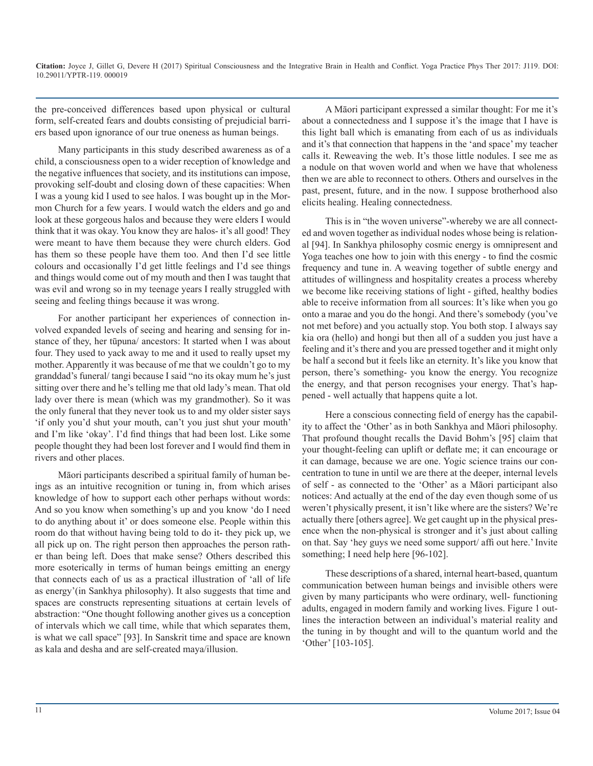the pre-conceived differences based upon physical or cultural form, self-created fears and doubts consisting of prejudicial barriers based upon ignorance of our true oneness as human beings.

Many participants in this study described awareness as of a child, a consciousness open to a wider reception of knowledge and the negative influences that society, and its institutions can impose, provoking self-doubt and closing down of these capacities: When I was a young kid I used to see halos. I was bought up in the Mormon Church for a few years. I would watch the elders and go and look at these gorgeous halos and because they were elders I would think that it was okay. You know they are halos- it's all good! They were meant to have them because they were church elders. God has them so these people have them too. And then I'd see little colours and occasionally I'd get little feelings and I'd see things and things would come out of my mouth and then I was taught that was evil and wrong so in my teenage years I really struggled with seeing and feeling things because it was wrong.

For another participant her experiences of connection involved expanded levels of seeing and hearing and sensing for instance of they, her tūpuna/ ancestors: It started when I was about four. They used to yack away to me and it used to really upset my mother. Apparently it was because of me that we couldn't go to my granddad's funeral/ tangi because I said "no its okay mum he's just sitting over there and he's telling me that old lady's mean. That old lady over there is mean (which was my grandmother). So it was the only funeral that they never took us to and my older sister says 'if only you'd shut your mouth, can't you just shut your mouth' and I'm like 'okay'. I'd find things that had been lost. Like some people thought they had been lost forever and I would find them in rivers and other places.

Māori participants described a spiritual family of human beings as an intuitive recognition or tuning in, from which arises knowledge of how to support each other perhaps without words: And so you know when something's up and you know 'do I need to do anything about it' or does someone else. People within this room do that without having being told to do it- they pick up, we all pick up on. The right person then approaches the person rather than being left. Does that make sense? Others described this more esoterically in terms of human beings emitting an energy that connects each of us as a practical illustration of 'all of life as energy'(in Sankhya philosophy). It also suggests that time and spaces are constructs representing situations at certain levels of abstraction: "One thought following another gives us a conception of intervals which we call time, while that which separates them, is what we call space" [93]. In Sanskrit time and space are known as kala and desha and are self-created maya/illusion.

A Māori participant expressed a similar thought: For me it's about a connectedness and I suppose it's the image that I have is this light ball which is emanating from each of us as individuals and it's that connection that happens in the 'and space' my teacher calls it. Reweaving the web. It's those little nodules. I see me as a nodule on that woven world and when we have that wholeness then we are able to reconnect to others. Others and ourselves in the past, present, future, and in the now. I suppose brotherhood also elicits healing. Healing connectedness.

This is in "the woven universe"-whereby we are all connected and woven together as individual nodes whose being is relational [94]. In Sankhya philosophy cosmic energy is omnipresent and Yoga teaches one how to join with this energy - to find the cosmic frequency and tune in. A weaving together of subtle energy and attitudes of willingness and hospitality creates a process whereby we become like receiving stations of light - gifted, healthy bodies able to receive information from all sources: It's like when you go onto a marae and you do the hongi. And there's somebody (you've not met before) and you actually stop. You both stop. I always say kia ora (hello) and hongi but then all of a sudden you just have a feeling and it's there and you are pressed together and it might only be half a second but it feels like an eternity. It's like you know that person, there's something- you know the energy. You recognize the energy, and that person recognises your energy. That's happened - well actually that happens quite a lot.

Here a conscious connecting field of energy has the capability to affect the 'Other' as in both Sankhya and Māori philosophy. That profound thought recalls the David Bohm's [95] claim that your thought-feeling can uplift or deflate me; it can encourage or it can damage, because we are one. Yogic science trains our concentration to tune in until we are there at the deeper, internal levels of self - as connected to the 'Other' as a Māori participant also notices: And actually at the end of the day even though some of us weren't physically present, it isn't like where are the sisters? We're actually there [others agree]. We get caught up in the physical presence when the non-physical is stronger and it's just about calling on that. Say 'hey guys we need some support/ affi out here.' Invite something; I need help here [96-102].

These descriptions of a shared, internal heart-based, quantum communication between human beings and invisible others were given by many participants who were ordinary, well- functioning adults, engaged in modern family and working lives. Figure 1 outlines the interaction between an individual's material reality and the tuning in by thought and will to the quantum world and the 'Other' [103-105].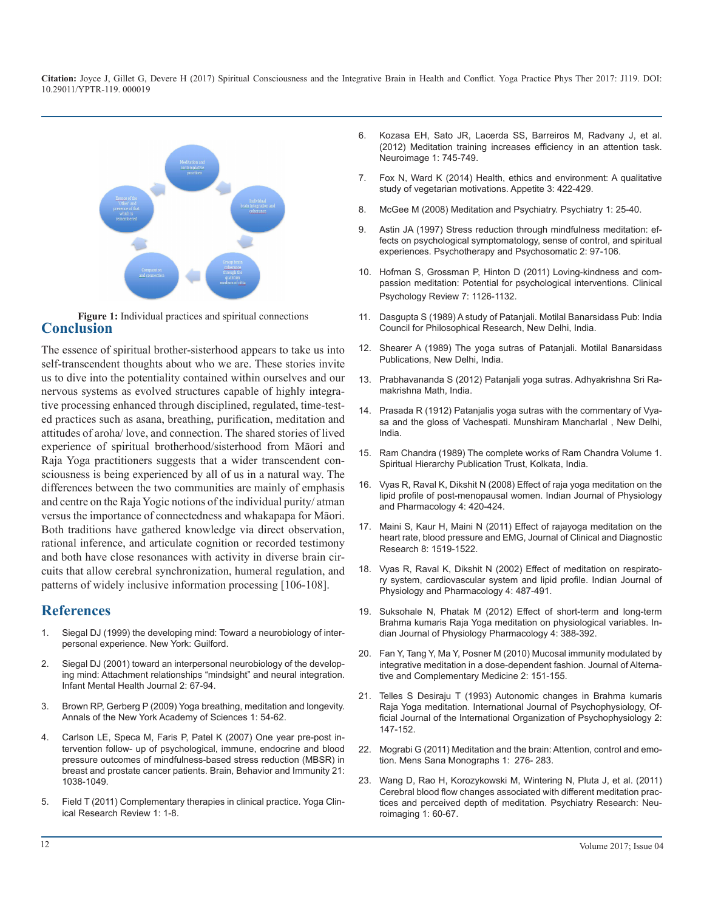Figure 1: Individual practices and spiritual connections

## Conclusion

The essence of spiritual brother-sisterhood appears to take us into self-transcendent thoughts about who we are. These stories invite us to dive into the potentiality contained within ourselves and our nervous systems as evolved structures capable of highly integrative processing enhanced through disciplined, regulated, time-tested practices such as asana, breathing, purification, meditation and attitudes of aroha/ love, and connection. The shared stories of lived experience of spiritual brotherhood/sisterhood from Māori and Raja Yoga practitioners suggests that a wider transcendent consciousness is being experienced by all of us in a natural way. The differences between the two communities are mainly of emphasis and centre on the Raja Yogic notions of the individual purity/ atman versus the importance of connectedness and whakapapa for Māori. Both traditions have gathered knowledge via direct observation, rational inference, and articulate cognition or recorded testimony and both have close resonances with activity in diverse brain circuits that allow cerebral synchronization, humeral regulation, and patterns of widely inclusive information processing [106-108].

## References

1. Siegal DJ (1999) the developing mind: Toward a neurobiology of interpersonal experience. New York: Guilford.
2. Siegal DJ (2001) toward an interpersonal neurobiology of the developing mind: Attachment relationships "mindsight" and neural integration. Infant Mental Health Journal 2: 67-94.
3. Brown RP, Gerberg P (2009) Yoga breathing, meditation and longevity. Annals of the New York Academy of Sciences 1: 54-62.
4. Carlson LE, Speca M, Faris P, Patel K (2007) One year pre-post intervention follow- up of psychological, immune, endocrine and blood pressure outcomes of mindfulness-based stress reduction (MBSR) in breast and prostate cancer patients. Brain, Behavior and Immunity 21: 1038-1049.
5. Field T (2011) Complementary therapies in clinical practice. Yoga Clinical Research Review 1: 1-8.
6. Kozasa EH, Sato JR, Lacerda SS, Barreiros M, Radvany J, et al. (2012) Meditation training increases efficiency in an attention task. Neuroimage 1: 745-749.
7. Fox N, Ward K (2014) Health, ethics and environment: A qualitative study of vegetarian motivations. Appetite 3: 422-429.
8. McGee M (2008) Meditation and Psychiatry. Psychiatry 1: 25-40.
9. Astin JA (1997) Stress reduction through mindfulness meditation: effects on psychological symptomatology, sense of control, and spiritual experiences. Psychotherapy and Psychosomatic 2: 97-106.
10. Hofman S, Grossman P, Hinton D (2011) Loving-kindness and compassion meditation: Potential for psychological interventions. Clinical Psychology Review 7: 1126-1132.
11. Dasgupta S (1989) A study of Patanjali. Motilal Banarsidass Pub: India Council for Philosophical Research, New Delhi, India.
12. Shearer A (1989) The yoga sutras of Patanjali. Motilal Banarsidass Publications, New Delhi, India.
13. Prabhavananda S (2012) Patanjali yoga sutras. Adhyakrishna Sri Ramakrishna Math, India.
14. Prasada R (1912) Patanjalis yoga sutras with the commentary of Vyasa and the gloss of Vachespati. Munshiram Mancharlal , New Delhi, India.
15. Ram Chandra (1989) The complete works of Ram Chandra Volume 1. Spiritual Hierarchy Publication Trust, Kolkata, India.
16. Vyas R, Raval K, Dikshit N (2008) Effect of raja yoga meditation on the lipid profile of post-menopausal women. Indian Journal of Physiology and Pharmacology 4: 420-424.
17. Maini S, Kaur H, Maini N (2011) Effect of rajayoga meditation on the heart rate, blood pressure and EMG, Journal of Clinical and Diagnostic Research 8: 1519-1522.
18. Vyas R, Raval K, Dikshit N (2002) Effect of meditation on respiratory system, cardiovascular system and lipid profile. Indian Journal of Physiology and Pharmacology 4: 487-491.
19. Suksohale N, Phatak M (2012) Effect of short-term and long-term Brahma kumaris Raja Yoga meditation on physiological variables. Indian Journal of Physiology Pharmacology 4: 388-392.
20. Fan Y, Tang Y, Ma Y, Posner M (2010) Mucosal immunity modulated by integrative meditation in a dose-dependent fashion. Journal of Alternative and Complementary Medicine 2: 151-155.
21. Telles S Desiraju T (1993) Autonomic changes in Brahma kumaris Raja Yoga meditation. International Journal of Psychophysiology, Official Journal of the International Organization of Psychophysiology 2: 147-152.
22. Mograbi G (2011) Meditation and the brain: Attention, control and emotion. Mens Sana Monographs 1: 276- 283.
23. Wang D, Rao H, Korozykowski M, Wintering N, Pluta J, et al. (2011) Cerebral blood flow changes associated with different meditation practices and perceived depth of meditation. Psychiatry Research: Neuroimaging 1: 60-67.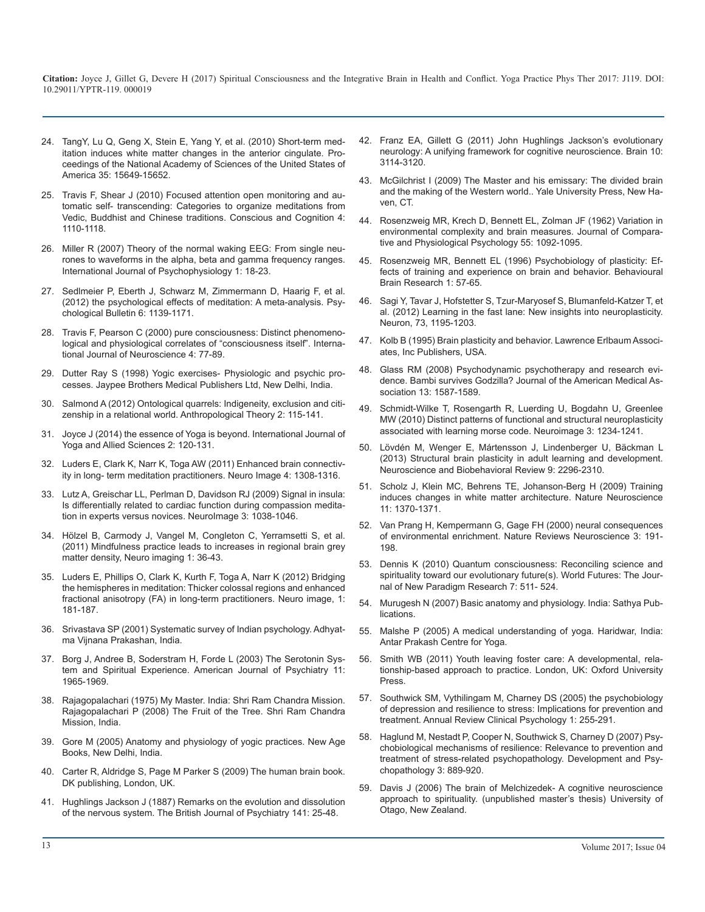24. TangY, Lu Q, Geng X, Stein E, Yang Y, et al. (2010) Short-term meditation induces white matter changes in the anterior cingulate. Proceedings of the National Academy of Sciences of the United States of America 35: 15649-15652.

25. Travis F, Shear J (2010) Focused attention open monitoring and automatic self- transcending: Categories to organize meditations from Vedic, Buddhist and Chinese traditions. Conscious and Cognition 4: 1110-1118.

26. Miller R (2007) Theory of the normal waking EEG: From single neurones to waveforms in the alpha, beta and gamma frequency ranges. International Journal of Psychophysiology 1: 18-23.

27. Sedlmeier P, Eberth J, Schwarz M, Zimmermann D, Haarig F, et al. (2012) the psychological effects of meditation: A meta-analysis. Psychological Bulletin 6: 1139-1171.

28. Travis F, Pearson C (2000) pure consciousness: Distinct phenomenological and physiological correlates of "consciousness itself". International Journal of Neuroscience 4: 77-89.

29. Dutter Ray S (1998) Yogic exercises- Physiologic and psychic processes. Jaypee Brothers Medical Publishers Ltd, New Delhi, India.

30. Salmond A (2012) Ontological quarrels: Indigeneity, exclusion and citizenship in a relational world. Anthropological Theory 2: 115-141.

31. Joyce J (2014) the essence of Yoga is beyond. International Journal of Yoga and Allied Sciences 2: 120-131.

32. Luders E, Clark K, Narr K, Toga AW (2011) Enhanced brain connectivity in long- term meditation practitioners. Neuro Image 4: 1308-1316.

33. Lutz A, Greischar LL, Perlman D, Davidson RJ (2009) Signal in insula: Is differentially related to cardiac function during compassion meditation in experts versus novices. NeuroImage 3: 1038-1046.

34. Hölzel B, Carmody J, Vangel M, Congleton C, Yerramsetti S, et al. (2011) Mindfulness practice leads to increases in regional brain grey matter density, Neuro imaging 1: 36-43.

35. Luders E, Phillips O, Clark K, Kurth F, Toga A, Narr K (2012) Bridging the hemispheres in meditation: Thicker colossal regions and enhanced fractional anisotropy (FA) in long-term practitioners. Neuro image, 1: 181-187.

36. Srivastava SP (2001) Systematic survey of Indian psychology. Adhyatma Vijnana Prakashan, India.

37. Borg J, Andree B, Soderstram H, Forde L (2003) The Serotonin System and Spiritual Experience. American Journal of Psychiatry 11: 1965-1969.

38. Rajagopalachari (1975) My Master. India: Shri Ram Chandra Mission. Rajagopalachari P (2008) The Fruit of the Tree. Shri Ram Chandra Mission, India.

39. Gore M (2005) Anatomy and physiology of yogic practices. New Age Books, New Delhi, India.

40. Carter R, Aldridge S, Page M Parker S (2009) The human brain book. DK publishing, London, UK.

41. Hughlings Jackson J (1887) Remarks on the evolution and dissolution of the nervous system. The British Journal of Psychiatry 141: 25-48.

42. Franz EA, Gillett G (2011) John Hughlings Jackson's evolutionary neurology: A unifying framework for cognitive neuroscience. Brain 10: 3114-3120.

43. McGilchrist I (2009) The Master and his emissary: The divided brain and the making of the Western world.. Yale University Press, New Haven, CT.

44. Rosenzweig MR, Krech D, Bennett EL, Zolman JF (1962) Variation in environmental complexity and brain measures. Journal of Comparative and Physiological Psychology 55: 1092-1095.

45. Rosenzweig MR, Bennett EL (1996) Psychobiology of plasticity: Effects of training and experience on brain and behavior. Behavioural Brain Research 1: 57-65.

46. Sagi Y, Tavar J, Hofstetter S, Tzur-Maryosef S, Blumanfeld-Katzer T, et al. (2012) Learning in the fast lane: New insights into neuroplasticity. Neuron, 73, 1195-1203.

47. Kolb B (1995) Brain plasticity and behavior. Lawrence Erlbaum Associates, Inc Publishers, USA.

48. Glass RM (2008) Psychodynamic psychotherapy and research evidence. Bambi survives Godzilla? Journal of the American Medical Association 13: 1587-1589.

49. Schmidt-Wilke T, Rosengarth R, Luerding U, Bogdahn U, Greenlee MW (2010) Distinct patterns of functional and structural neuroplasticity associated with learning morse code. Neuroimage 3: 1234-1241.

50. Lövdén M, Wenger E, Mártensson J, Lindenberger U, Bäckman L (2013) Structural brain plasticity in adult learning and development. Neuroscience and Biobehavioral Review 9: 2296-2310.

51. Scholz J, Klein MC, Behrens TE, Johanson-Berg H (2009) Training induces changes in white matter architecture. Nature Neuroscience 11: 1370-1371.

52. Van Prang H, Kempermann G, Gage FH (2000) neural consequences of environmental enrichment. Nature Reviews Neuroscience 3: 191-198.

53. Dennis K (2010) Quantum consciousness: Reconciling science and spirituality toward our evolutionary future(s). World Futures: The Journal of New Paradigm Research 7: 511- 524.

54. Murugesh N (2007) Basic anatomy and physiology. India: Sathya Publications.

55. Malshe P (2005) A medical understanding of yoga. Haridwar, India: Antar Prakash Centre for Yoga.

56. Smith WB (2011) Youth leaving foster care: A developmental, relationship-based approach to practice. London, UK: Oxford University Press.

57. Southwick SM, Vythilingam M, Charney DS (2005) the psychobiology of depression and resilience to stress: Implications for prevention and treatment. Annual Review Clinical Psychology 1: 255-291.

58. Haglund M, Nestadt P, Cooper N, Southwick S, Charney D (2007) Psychobiological mechanisms of resilience: Relevance to prevention and treatment of stress-related psychopathology. Development and Psychopathology 3: 889-920.

59. Davis J (2006) The brain of Melchizedek- A cognitive neuroscience approach to spirituality. (unpublished master's thesis) University of Otago, New Zealand.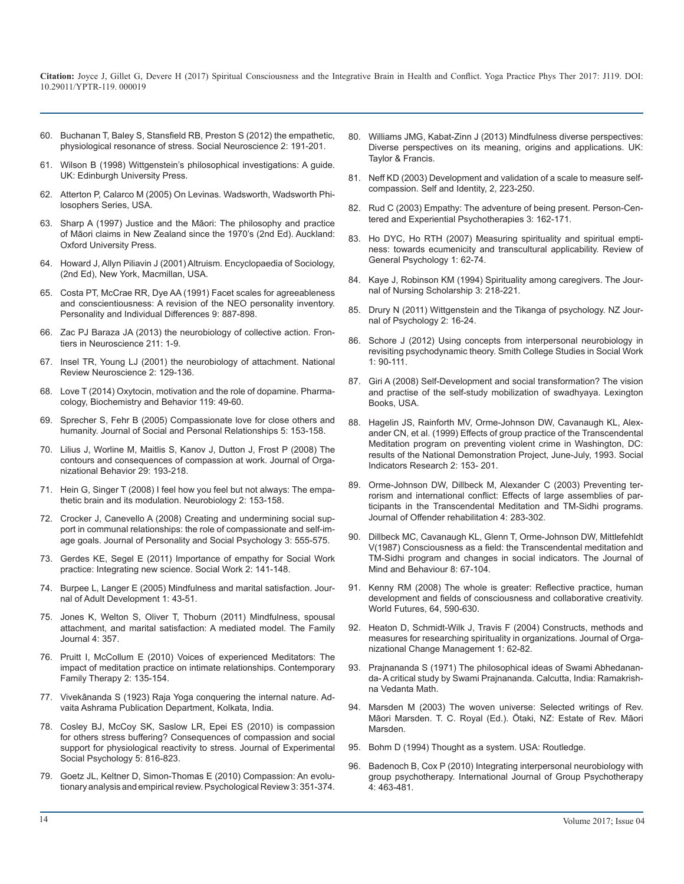60. Buchanan T, Baley S, Stansfield RB, Preston S (2012) the empathetic, physiological resonance of stress. Social Neuroscience 2: 191-201.

61. Wilson B (1998) Wittgenstein's philosophical investigations: A guide. UK: Edinburgh University Press.

62. Atterton P, Calarco M (2005) On Levinas. Wadsworth, Wadsworth Philosophers Series, USA.

63. Sharp A (1997) Justice and the Māori: The philosophy and practice of Māori claims in New Zealand since the 1970's (2nd Ed). Auckland: Oxford University Press.

64. Howard J, Allyn Piliavin J (2001) Altruism. Encyclopaedia of Sociology, (2nd Ed), New York, Macmillan, USA.

65. Costa PT, McCrae RR, Dye AA (1991) Facet scales for agreeableness and conscientiousness: A revision of the NEO personality inventory. Personality and Individual Differences 9: 887-898.

66. Zac PJ Baraza JA (2013) the neurobiology of collective action. Frontiers in Neuroscience 211: 1-9.

67. Insel TR, Young LJ (2001) the neurobiology of attachment. National Review Neuroscience 2: 129-136.

68. Love T (2014) Oxytocin, motivation and the role of dopamine. Pharmacology, Biochemistry and Behavior 119: 49-60.

69. Sprecher S, Fehr B (2005) Compassionate love for close others and humanity. Journal of Social and Personal Relationships 5: 153-158.

70. Lilius J, Worline M, Maitlis S, Kanov J, Dutton J, Frost P (2008) The contours and consequences of compassion at work. Journal of Organizational Behavior 29: 193-218.

71. Hein G, Singer T (2008) I feel how you feel but not always: The empathetic brain and its modulation. Neurobiology 2: 153-158.

72. Crocker J, Canevello A (2008) Creating and undermining social support in communal relationships: the role of compassionate and self-image goals. Journal of Personality and Social Psychology 3: 555-575.

73. Gerdes KE, Segel E (2011) Importance of empathy for Social Work practice: Integrating new science. Social Work 2: 141-148.

74. Burpee L, Langer E (2005) Mindfulness and marital satisfaction. Journal of Adult Development 1: 43-51.

75. Jones K, Welton S, Oliver T, Thoburn (2011) Mindfulness, spousal attachment, and marital satisfaction: A mediated model. The Family Journal 4: 357.

76. Pruitt I, McCollum E (2010) Voices of experienced Meditators: The impact of meditation practice on intimate relationships. Contemporary Family Therapy 2: 135-154.

77. Vivekânanda S (1923) Raja Yoga conquering the internal nature. Advaita Ashrama Publication Department, Kolkata, India.

78. Cosley BJ, McCoy SK, Saslow LR, Epei ES (2010) is compassion for others stress buffering? Consequences of compassion and social support for physiological reactivity to stress. Journal of Experimental Social Psychology 5: 816-823.

79. Goetz JL, Keltner D, Simon-Thomas E (2010) Compassion: An evolutionary analysis and empirical review. Psychological Review 3: 351-374.

80. Williams JMG, Kabat-Zinn J (2013) Mindfulness diverse perspectives: Diverse perspectives on its meaning, origins and applications. UK: Taylor & Francis.

81. Neff KD (2003) Development and validation of a scale to measure self-compassion. Self and Identity, 2, 223-250.

82. Rud C (2003) Empathy: The adventure of being present. Person-Centered and Experiential Psychotherapies 3: 162-171.

83. Ho DYC, Ho RTH (2007) Measuring spirituality and spiritual emptiness: towards ecumenicity and transcultural applicability. Review of General Psychology 1: 62-74.

84. Kaye J, Robinson KM (1994) Spirituality among caregivers. The Journal of Nursing Scholarship 3: 218-221.

85. Drury N (2011) Wittgenstein and the Tikanga of psychology. NZ Journal of Psychology 2: 16-24.

86. Schore J (2012) Using concepts from interpersonal neurobiology in revisiting psychodynamic theory. Smith College Studies in Social Work 1: 90-111.

87. Giri A (2008) Self-Development and social transformation? The vision and practise of the self-study mobilization of swadhyaya. Lexington Books, USA.

88. Hagelin JS, Rainforth MV, Orme-Johnson DW, Cavanaugh KL, Alexander CN, et al. (1999) Effects of group practice of the Transcendental Meditation program on preventing violent crime in Washington, DC: results of the National Demonstration Project, June-July, 1993. Social Indicators Research 2: 153- 201.

89. Orme-Johnson DW, Dillbeck M, Alexander C (2003) Preventing terrorism and international conflict: Effects of large assemblies of participants in the Transcendental Meditation and TM-Sidhi programs. Journal of Offender rehabilitation 4: 283-302.

90. Dillbeck MC, Cavanaugh KL, Glenn T, Orme-Johnson DW, Mittlefehldt V(1987) Consciousness as a field: the Transcendental meditation and TM-Sidhi program and changes in social indicators. The Journal of Mind and Behaviour 8: 67-104.

91. Kenny RM (2008) The whole is greater: Reflective practice, human development and fields of consciousness and collaborative creativity. World Futures, 64, 590-630.

92. Heaton D, Schmidt-Wilk J, Travis F (2004) Constructs, methods and measures for researching spirituality in organizations. Journal of Organizational Change Management 1: 62-82.

93. Prajnananda S (1971) The philosophical ideas of Swami Abhedananda- A critical study by Swami Prajnananda. Calcutta, India: Ramakrishna Vedanta Math.

94. Marsden M (2003) The woven universe: Selected writings of Rev. Māori Marsden. T. C. Royal (Ed.). Ōtaki, NZ: Estate of Rev. Māori Marsden.

95. Bohm D (1994) Thought as a system. USA: Routledge.

96. Badenoch B, Cox P (2010) Integrating interpersonal neurobiology with group psychotherapy. International Journal of Group Psychotherapy 4: 463-481.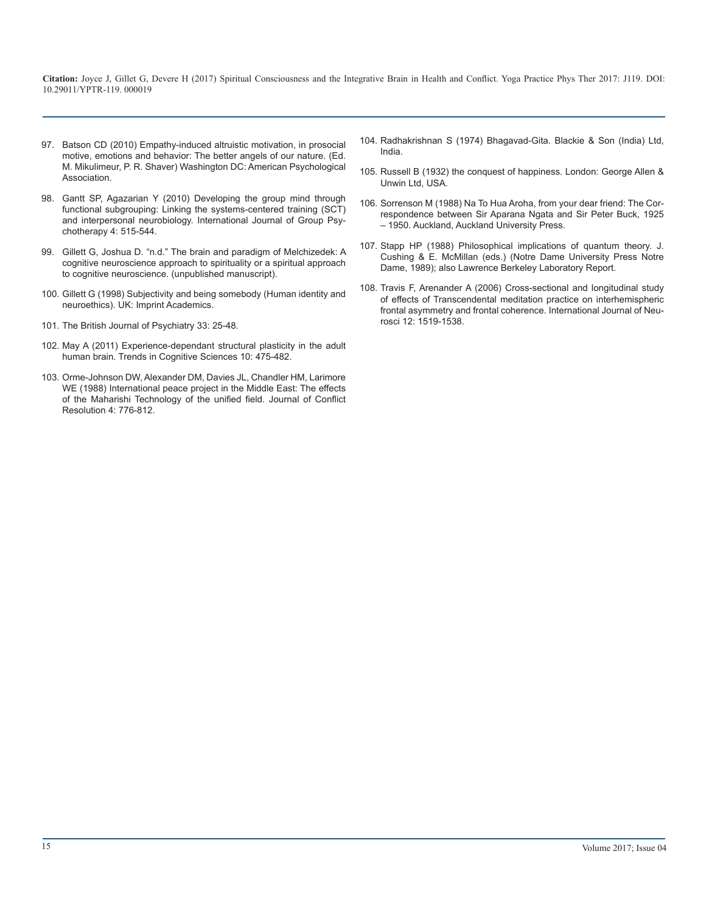97. Batson CD (2010) Empathy-induced altruistic motivation, in prosocial motive, emotions and behavior: The better angels of our nature. (Ed. M. Mikulimeur, P. R. Shaver) Washington DC: American Psychological Association.

98. Gantt SP, Agazarian Y (2010) Developing the group mind through functional subgrouping: Linking the systems-centered training (SCT) and interpersonal neurobiology. International Journal of Group Psychotherapy 4: 515-544.

99. Gillett G, Joshua D. "n.d." The brain and paradigm of Melchizedek: A cognitive neuroscience approach to spirituality or a spiritual approach to cognitive neuroscience. (unpublished manuscript).

100. Gillett G (1998) Subjectivity and being somebody (Human identity and neuroethics). UK: Imprint Academics.

101. The British Journal of Psychiatry 33: 25-48.

102. May A (2011) Experience-dependant structural plasticity in the adult human brain. Trends in Cognitive Sciences 10: 475-482.

103. Orme-Johnson DW, Alexander DM, Davies JL, Chandler HM, Larimore WE (1988) International peace project in the Middle East: The effects of the Maharishi Technology of the unified field. Journal of Conflict Resolution 4: 776-812.

104. Radhakrishnan S (1974) Bhagavad-Gita. Blackie & Son (India) Ltd, India.

105. Russell B (1932) the conquest of happiness. London: George Allen & Unwin Ltd, USA.

106. Sorrenson M (1988) Na To Hua Aroha, from your dear friend: The Correspondence between Sir Aparana Ngata and Sir Peter Buck, 1925 – 1950. Auckland, Auckland University Press.

107. Stapp HP (1988) Philosophical implications of quantum theory. J. Cushing & E. McMillan (eds.) (Notre Dame University Press Notre Dame, 1989); also Lawrence Berkeley Laboratory Report.

108. Travis F, Arenander A (2006) Cross-sectional and longitudinal study of effects of Transcendental meditation practice on interhemispheric frontal asymmetry and frontal coherence. International Journal of Neurosci 12: 1519-1538.